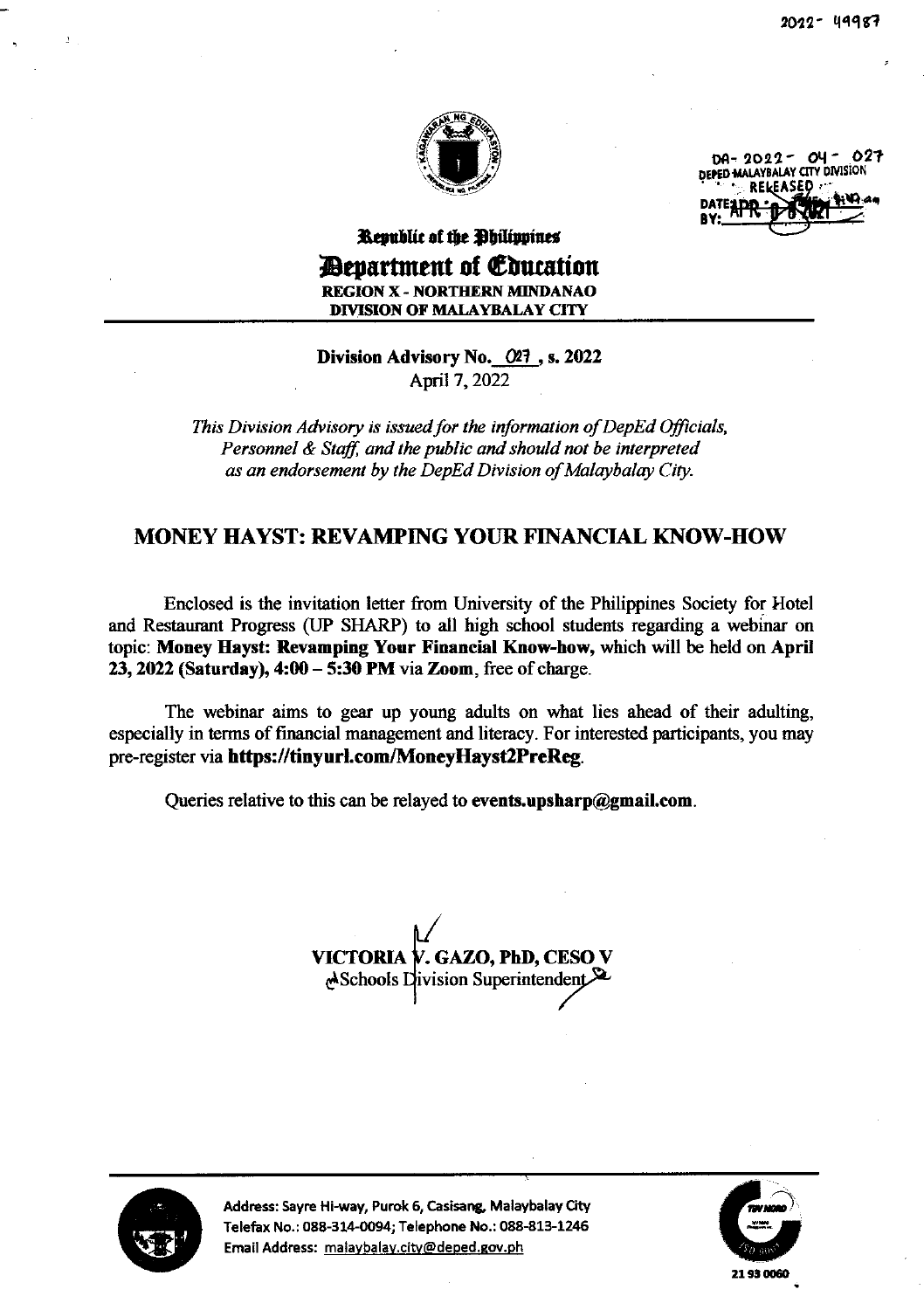2022- 49987

DA- 2022 - 04 - 027
DEPED MALAYBALAY CITY DIVISION
RELEASED
DATE: APR 08 2022
BY:

Republic of the Philippines
**Department of Education**
REGION X - NORTHERN MINDANAO
DIVISION OF MALAYBALAY CITY

**Division Advisory No. 027, s. 2022**
April 7, 2022

*This Division Advisory is issued for the information of DepEd Officials, Personnel & Staff, and the public and should not be interpreted as an endorsement by the DepEd Division of Malaybalay City.*

## MONEY HAYST: REVAMPING YOUR FINANCIAL KNOW-HOW

Enclosed is the invitation letter from University of the Philippines Society for Hotel and Restaurant Progress (UP SHARP) to all high school students regarding a webinar on topic: **Money Hayst: Revamping Your Financial Know-how,** which will be held on **April 23, 2022 (Saturday), 4:00 – 5:30 PM** via **Zoom**, free of charge.

The webinar aims to gear up young adults on what lies ahead of their adulting, especially in terms of financial management and literacy. For interested participants, you may pre-register via **https://tinyurl.com/MoneyHayst2PreReg**.

Queries relative to this can be relayed to **events.upsharp@gmail.com**.

**VICTORIA V. GAZO, PhD, CESO V**
Schools Division Superintendent

Address: Sayre Hi-way, Purok 6, Casisang, Malaybalay City
Telefax No.: 088-314-0094; Telephone No.: 088-813-1246
Email Address: malaybalay.city@deped.gov.ph

21 93 0060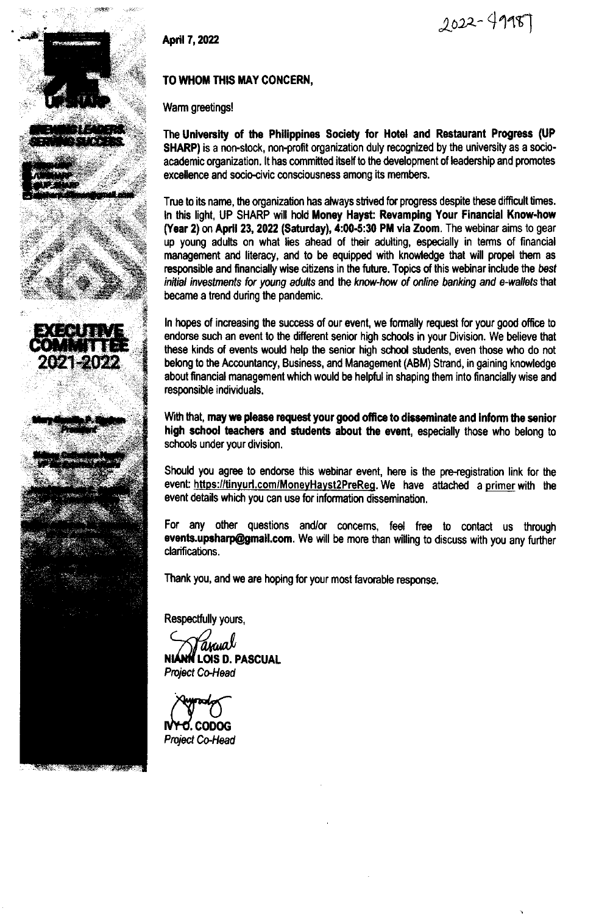2022-49987

**April 7, 2022**

**TO WHOM THIS MAY CONCERN,**

Warm greetings!

The **University of the Philippines Society for Hotel and Restaurant Progress (UP SHARP)** is a non-stock, non-profit organization duly recognized by the university as a socio-academic organization. It has committed itself to the development of leadership and promotes excellence and socio-civic consciousness among its members.

True to its name, the organization has always strived for progress despite these difficult times. In this light, UP SHARP will hold **Money Hayst: Revamping Your Financial Know-how (Year 2)** on **April 23, 2022 (Saturday), 4:00-5:30 PM via Zoom**. The webinar aims to gear up young adults on what lies ahead of their adulting, especially in terms of financial management and literacy, and to be equipped with knowledge that will propel them as responsible and financially wise citizens in the future. Topics of this webinar include the *best initial investments for young adults* and the *know-how of online banking and e-wallets* that became a trend during the pandemic.

In hopes of increasing the success of our event, we formally request for your good office to endorse such an event to the different senior high schools in your Division. We believe that these kinds of events would help the senior high school students, even those who do not belong to the Accountancy, Business, and Management (ABM) Strand, in gaining knowledge about financial management which would be helpful in shaping them into financially wise and responsible individuals.

With that, **may we please request your good office to disseminate and inform the senior high school teachers and students about the event**, especially those who belong to schools under your division.

Should you agree to endorse this webinar event, here is the pre-registration link for the event: https://tinyurl.com/MoneyHayst2PreReg. We have attached a primer with the event details which you can use for information dissemination.

For any other questions and/or concerns, feel free to contact us through **events.upsharp@gmail.com**. We will be more than willing to discuss with you any further clarifications.

Thank you, and we are hoping for your most favorable response.

Respectfully yours,

**NIANN LOIS D. PASCUAL**
*Project Co-Head*

**IVY O. CODOG**
*Project Co-Head*